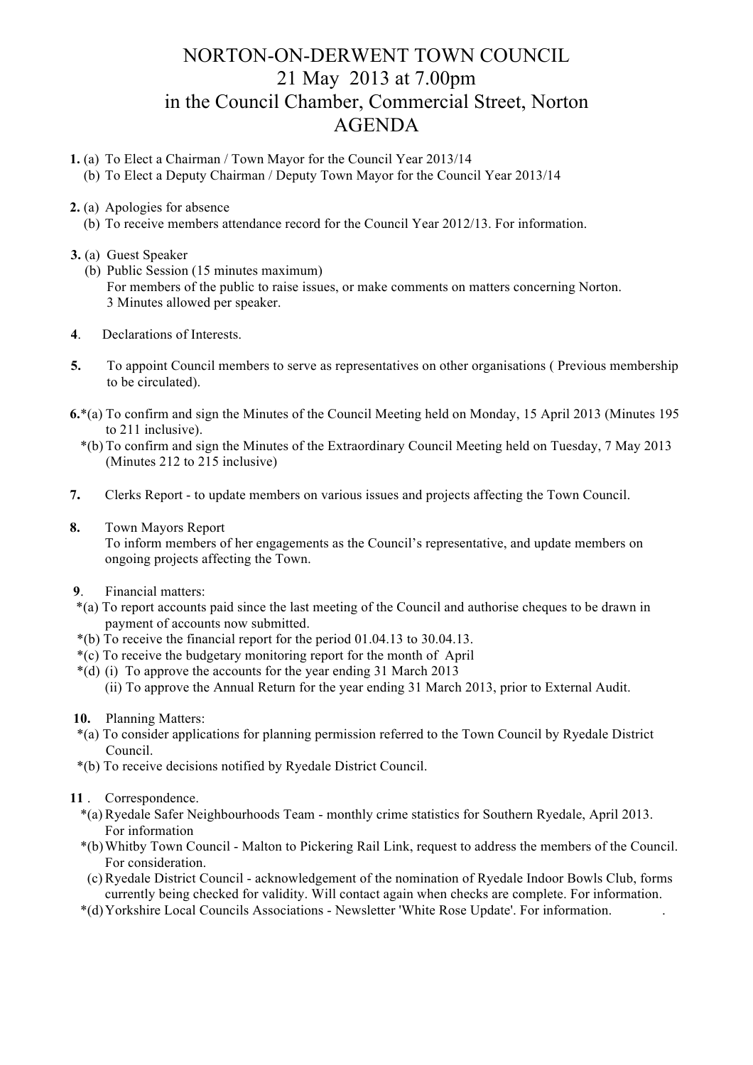# NORTON-ON-DERWENT TOWN COUNCIL
# 21 May 2013 at 7.00pm
# in the Council Chamber, Commercial Street, Norton
# AGENDA

**1.** (a) To Elect a Chairman / Town Mayor for the Council Year 2013/14
(b) To Elect a Deputy Chairman / Deputy Town Mayor for the Council Year 2013/14

**2.** (a) Apologies for absence
(b) To receive members attendance record for the Council Year 2012/13. For information.

**3.** (a) Guest Speaker
(b) Public Session (15 minutes maximum)
For members of the public to raise issues, or make comments on matters concerning Norton.
3 Minutes allowed per speaker.

**4**. Declarations of Interests.

**5.** To appoint Council members to serve as representatives on other organisations ( Previous membership to be circulated).

**6.***(a) To confirm and sign the Minutes of the Council Meeting held on Monday, 15 April 2013 (Minutes 195 to 211 inclusive).
*(b) To confirm and sign the Minutes of the Extraordinary Council Meeting held on Tuesday, 7 May 2013 (Minutes 212 to 215 inclusive)

**7.** Clerks Report - to update members on various issues and projects affecting the Town Council.

**8.** Town Mayors Report
To inform members of her engagements as the Council's representative, and update members on ongoing projects affecting the Town.

**9**. Financial matters:
*(a) To report accounts paid since the last meeting of the Council and authorise cheques to be drawn in payment of accounts now submitted.
*(b) To receive the financial report for the period 01.04.13 to 30.04.13.
*(c) To receive the budgetary monitoring report for the month of April
*(d) (i) To approve the accounts for the year ending 31 March 2013
(ii) To approve the Annual Return for the year ending 31 March 2013, prior to External Audit.

**10.** Planning Matters:
*(a) To consider applications for planning permission referred to the Town Council by Ryedale District Council.
*(b) To receive decisions notified by Ryedale District Council.

**11** . Correspondence.
*(a) Ryedale Safer Neighbourhoods Team - monthly crime statistics for Southern Ryedale, April 2013. For information
*(b) Whitby Town Council - Malton to Pickering Rail Link, request to address the members of the Council. For consideration.
(c) Ryedale District Council - acknowledgement of the nomination of Ryedale Indoor Bowls Club, forms currently being checked for validity. Will contact again when checks are complete. For information.
*(d) Yorkshire Local Councils Associations - Newsletter 'White Rose Update'. For information. .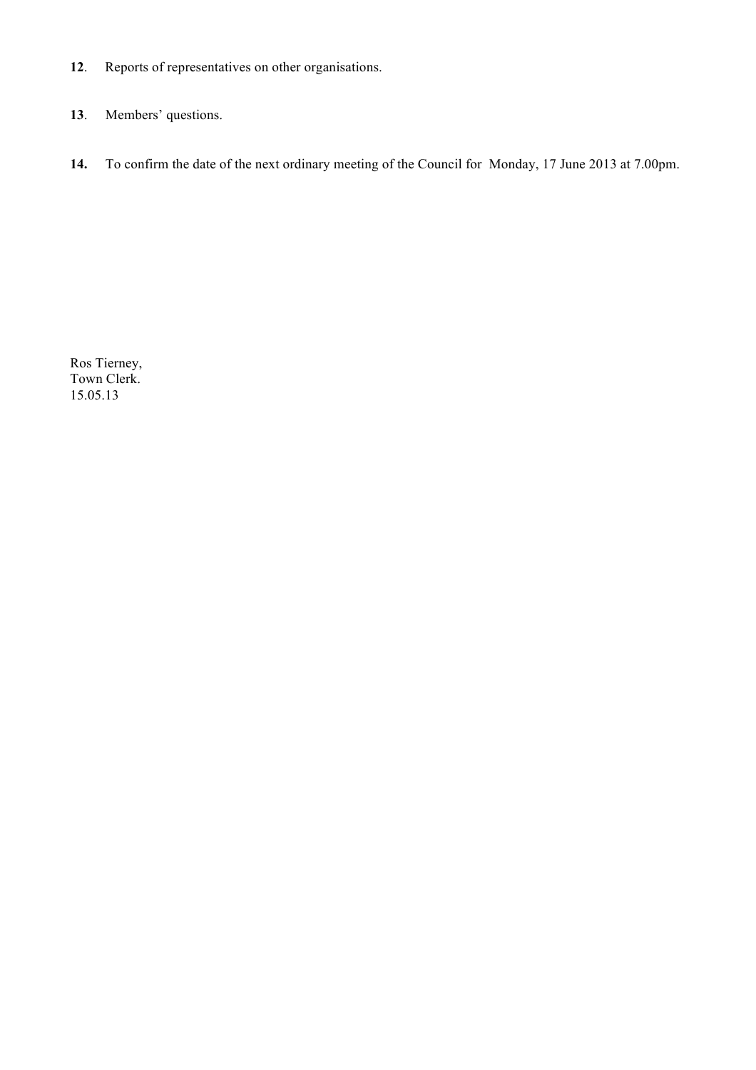**12**. Reports of representatives on other organisations.

**13**. Members' questions.

**14.** To confirm the date of the next ordinary meeting of the Council for Monday, 17 June 2013 at 7.00pm.

Ros Tierney,
Town Clerk.
15.05.13